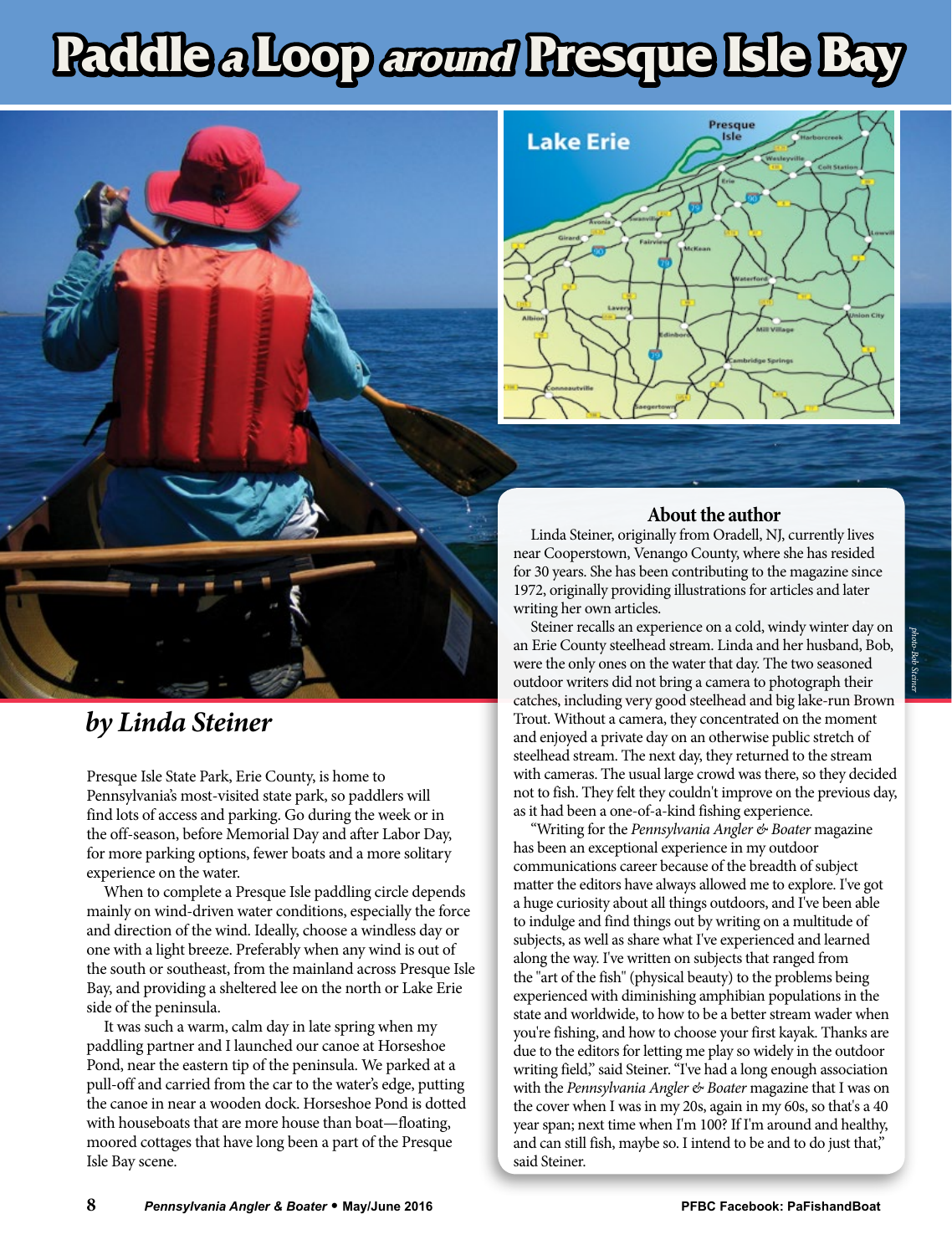# Paddle a Loop around Presque Isle Bay

*by Linda Steiner*

Presque Isle State Park, Erie County, is home to Pennsylvania's most-visited state park, so paddlers will find lots of access and parking. Go during the week or in the off-season, before Memorial Day and after Labor Day, for more parking options, fewer boats and a more solitary experience on the water.

When to complete a Presque Isle paddling circle depends mainly on wind-driven water conditions, especially the force and direction of the wind. Ideally, choose a windless day or one with a light breeze. Preferably when any wind is out of the south or southeast, from the mainland across Presque Isle Bay, and providing a sheltered lee on the north or Lake Erie side of the peninsula.

It was such a warm, calm day in late spring when my paddling partner and I launched our canoe at Horseshoe Pond, near the eastern tip of the peninsula. We parked at a pull-off and carried from the car to the water's edge, putting the canoe in near a wooden dock. Horseshoe Pond is dotted with houseboats that are more house than boat—floating, moored cottages that have long been a part of the Presque Isle Bay scene.

### About the author

Linda Steiner, originally from Oradell, NJ, currently lives near Cooperstown, Venango County, where she has resided for 30 years. She has been contributing to the magazine since 1972, originally providing illustrations for articles and later writing her own articles.

Steiner recalls an experience on a cold, windy winter day on an Erie County steelhead stream. Linda and her husband, Bob, were the only ones on the water that day. The two seasoned outdoor writers did not bring a camera to photograph their catches, including very good steelhead and big lake-run Brown Trout. Without a camera, they concentrated on the moment and enjoyed a private day on an otherwise public stretch of steelhead stream. The next day, they returned to the stream with cameras. The usual large crowd was there, so they decided not to fish. They felt they couldn't improve on the previous day, as it had been a one-of-a-kind fishing experience.

"Writing for the *Pennsylvania Angler & Boater* magazine has been an exceptional experience in my outdoor communications career because of the breadth of subject matter the editors have always allowed me to explore. I've got a huge curiosity about all things outdoors, and I've been able to indulge and find things out by writing on a multitude of subjects, as well as share what I've experienced and learned along the way. I've written on subjects that ranged from the "art of the fish" (physical beauty) to the problems being experienced with diminishing amphibian populations in the state and worldwide, to how to be a better stream wader when you're fishing, and how to choose your first kayak. Thanks are due to the editors for letting me play so widely in the outdoor writing field," said Steiner. "I've had a long enough association with the *Pennsylvania Angler & Boater* magazine that I was on the cover when I was in my 20s, again in my 60s, so that's a 40 year span; next time when I'm 100? If I'm around and healthy, and can still fish, maybe so. I intend to be and to do just that," said Steiner.

*photo-Bob Steiner*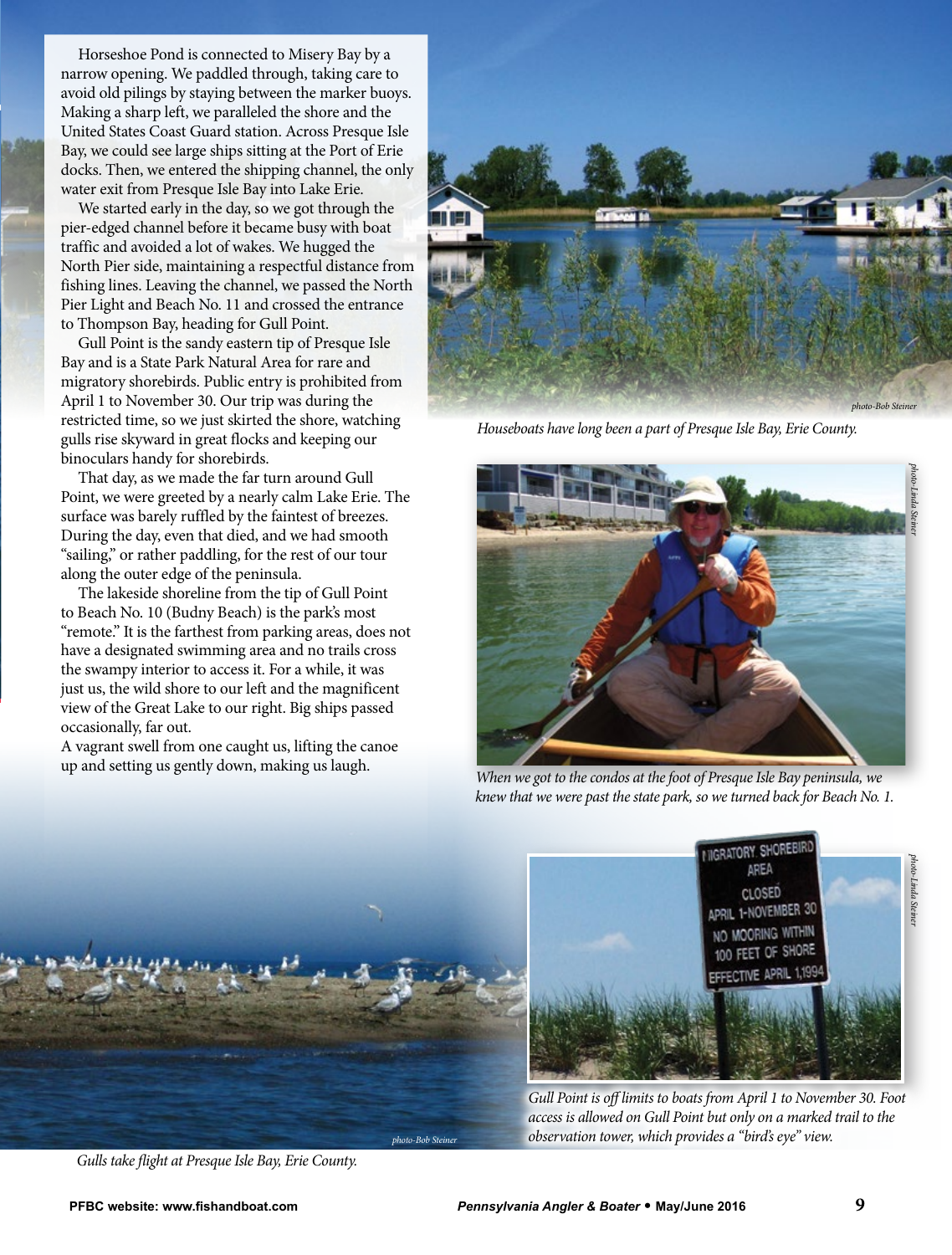Horseshoe Pond is connected to Misery Bay by a narrow opening. We paddled through, taking care to avoid old pilings by staying between the marker buoys. Making a sharp left, we paralleled the shore and the United States Coast Guard station. Across Presque Isle Bay, we could see large ships sitting at the Port of Erie docks. Then, we entered the shipping channel, the only water exit from Presque Isle Bay into Lake Erie.

We started early in the day, so we got through the pier-edged channel before it became busy with boat traffic and avoided a lot of wakes. We hugged the North Pier side, maintaining a respectful distance from fishing lines. Leaving the channel, we passed the North Pier Light and Beach No. 11 and crossed the entrance to Thompson Bay, heading for Gull Point.

Gull Point is the sandy eastern tip of Presque Isle Bay and is a State Park Natural Area for rare and migratory shorebirds. Public entry is prohibited from April 1 to November 30. Our trip was during the restricted time, so we just skirted the shore, watching gulls rise skyward in great flocks and keeping our binoculars handy for shorebirds.

That day, as we made the far turn around Gull Point, we were greeted by a nearly calm Lake Erie. The surface was barely ruffled by the faintest of breezes. During the day, even that died, and we had smooth "sailing," or rather paddling, for the rest of our tour along the outer edge of the peninsula.

The lakeside shoreline from the tip of Gull Point to Beach No. 10 (Budny Beach) is the park's most "remote." It is the farthest from parking areas, does not have a designated swimming area and no trails cross the swampy interior to access it. For a while, it was just us, the wild shore to our left and the magnificent view of the Great Lake to our right. Big ships passed occasionally, far out.

A vagrant swell from one caught us, lifting the canoe up and setting us gently down, making us laugh.

photo-Bob Steiner

*Houseboats have long been a part of Presque Isle Bay, Erie County.*

photo-Linda Steiner

*When we got to the condos at the foot of Presque Isle Bay peninsula, we knew that we were past the state park, so we turned back for Beach No. 1.*

photo-Linda Steiner

*Gull Point is off limits to boats from April 1 to November 30. Foot access is allowed on Gull Point but only on a marked trail to the observation tower, which provides a "bird's eye" view.*

photo-Bob Steiner

*Gulls take flight at Presque Isle Bay, Erie County.*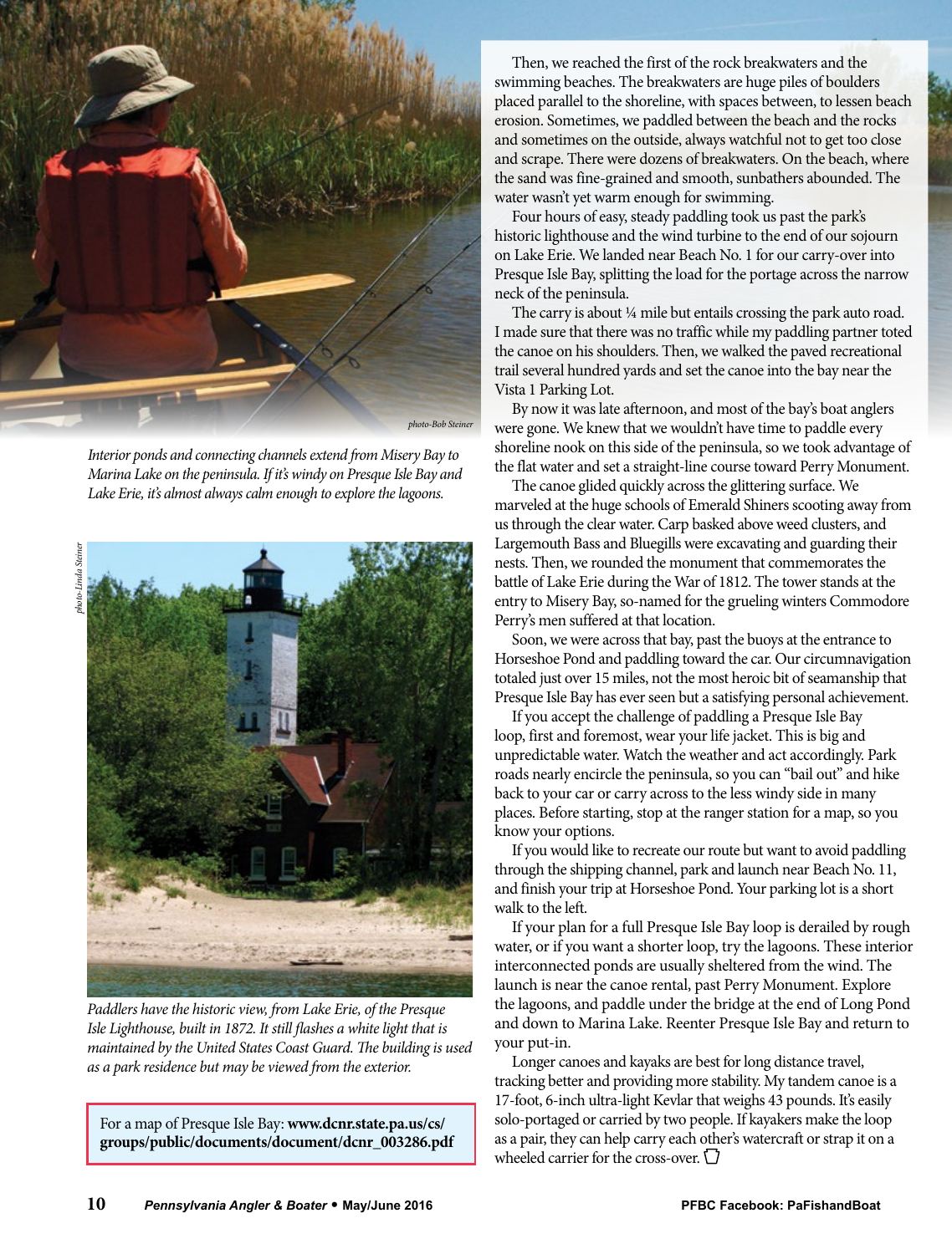photo-Bob Steiner

*Interior ponds and connecting channels extend from Misery Bay to Marina Lake on the peninsula. If it's windy on Presque Isle Bay and Lake Erie, it's almost always calm enough to explore the lagoons.*

photo-Linda Steiner

*Paddlers have the historic view, from Lake Erie, of the Presque Isle Lighthouse, built in 1872. It still flashes a white light that is maintained by the United States Coast Guard. The building is used as a park residence but may be viewed from the exterior.*

For a map of Presque Isle Bay: **www.dcnr.state.pa.us/cs/groups/public/documents/document/dcnr_003286.pdf**

Then, we reached the first of the rock breakwaters and the swimming beaches. The breakwaters are huge piles of boulders placed parallel to the shoreline, with spaces between, to lessen beach erosion. Sometimes, we paddled between the beach and the rocks and sometimes on the outside, always watchful not to get too close and scrape. There were dozens of breakwaters. On the beach, where the sand was fine-grained and smooth, sunbathers abounded. The water wasn't yet warm enough for swimming.

Four hours of easy, steady paddling took us past the park's historic lighthouse and the wind turbine to the end of our sojourn on Lake Erie. We landed near Beach No. 1 for our carry-over into Presque Isle Bay, splitting the load for the portage across the narrow neck of the peninsula.

The carry is about ¼ mile but entails crossing the park auto road. I made sure that there was no traffic while my paddling partner toted the canoe on his shoulders. Then, we walked the paved recreational trail several hundred yards and set the canoe into the bay near the Vista 1 Parking Lot.

By now it was late afternoon, and most of the bay's boat anglers were gone. We knew that we wouldn't have time to paddle every shoreline nook on this side of the peninsula, so we took advantage of the flat water and set a straight-line course toward Perry Monument.

The canoe glided quickly across the glittering surface. We marveled at the huge schools of Emerald Shiners scooting away from us through the clear water. Carp basked above weed clusters, and Largemouth Bass and Bluegills were excavating and guarding their nests. Then, we rounded the monument that commemorates the battle of Lake Erie during the War of 1812. The tower stands at the entry to Misery Bay, so-named for the grueling winters Commodore Perry's men suffered at that location.

Soon, we were across that bay, past the buoys at the entrance to Horseshoe Pond and paddling toward the car. Our circumnavigation totaled just over 15 miles, not the most heroic bit of seamanship that Presque Isle Bay has ever seen but a satisfying personal achievement.

If you accept the challenge of paddling a Presque Isle Bay loop, first and foremost, wear your life jacket. This is big and unpredictable water. Watch the weather and act accordingly. Park roads nearly encircle the peninsula, so you can "bail out" and hike back to your car or carry across to the less windy side in many places. Before starting, stop at the ranger station for a map, so you know your options.

If you would like to recreate our route but want to avoid paddling through the shipping channel, park and launch near Beach No. 11, and finish your trip at Horseshoe Pond. Your parking lot is a short walk to the left.

If your plan for a full Presque Isle Bay loop is derailed by rough water, or if you want a shorter loop, try the lagoons. These interior interconnected ponds are usually sheltered from the wind. The launch is near the canoe rental, past Perry Monument. Explore the lagoons, and paddle under the bridge at the end of Long Pond and down to Marina Lake. Reenter Presque Isle Bay and return to your put-in.

Longer canoes and kayaks are best for long distance travel, tracking better and providing more stability. My tandem canoe is a 17-foot, 6-inch ultra-light Kevlar that weighs 43 pounds. It's easily solo-portaged or carried by two people. If kayakers make the loop as a pair, they can help carry each other's watercraft or strap it on a wheeled carrier for the cross-over.